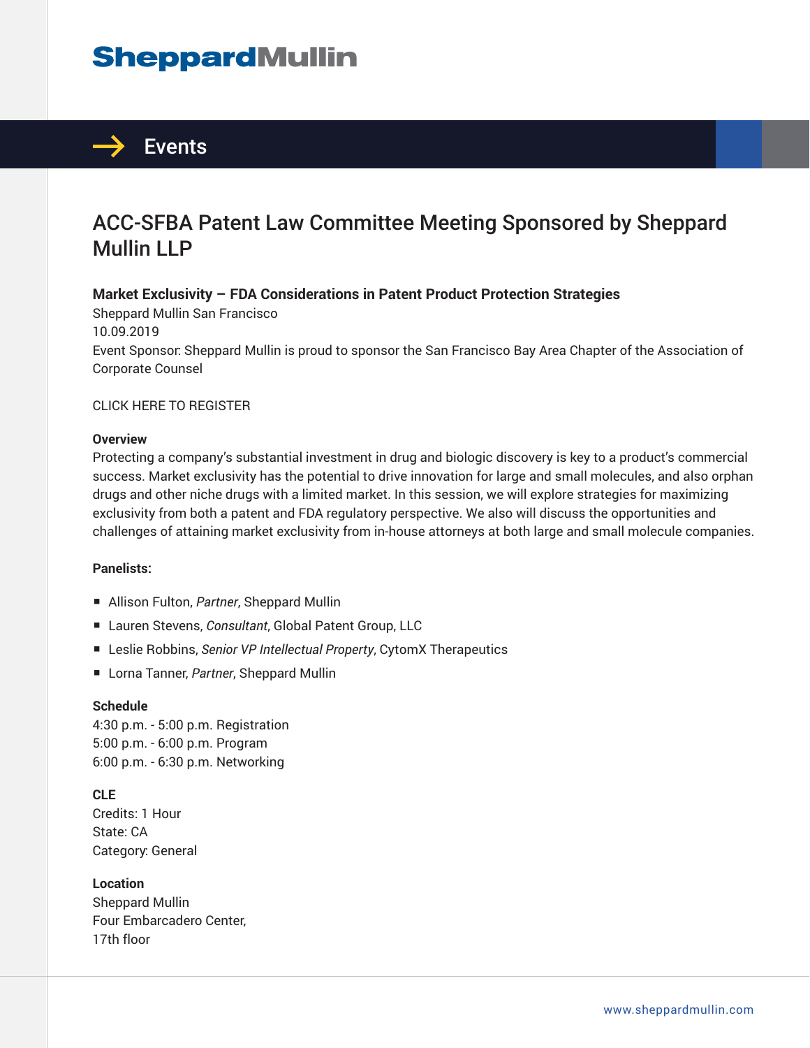SheppardMullin

# Events

## ACC-SFBA Patent Law Committee Meeting Sponsored by Sheppard Mullin LLP

**Market Exclusivity – FDA Considerations in Patent Product Protection Strategies**
Sheppard Mullin San Francisco
10.09.2019
Event Sponsor: Sheppard Mullin is proud to sponsor the San Francisco Bay Area Chapter of the Association of Corporate Counsel

CLICK HERE TO REGISTER

**Overview**
Protecting a company's substantial investment in drug and biologic discovery is key to a product's commercial success. Market exclusivity has the potential to drive innovation for large and small molecules, and also orphan drugs and other niche drugs with a limited market. In this session, we will explore strategies for maximizing exclusivity from both a patent and FDA regulatory perspective. We also will discuss the opportunities and challenges of attaining market exclusivity from in-house attorneys at both large and small molecule companies.

**Panelists:**

- Allison Fulton, *Partner*, Sheppard Mullin
- Lauren Stevens, *Consultant*, Global Patent Group, LLC
- Leslie Robbins, *Senior VP Intellectual Property*, CytomX Therapeutics
- Lorna Tanner, *Partner*, Sheppard Mullin

**Schedule**
4:30 p.m. - 5:00 p.m. Registration
5:00 p.m. - 6:00 p.m. Program
6:00 p.m. - 6:30 p.m. Networking

**CLE**
Credits: 1 Hour
State: CA
Category: General

**Location**
Sheppard Mullin
Four Embarcadero Center,
17th floor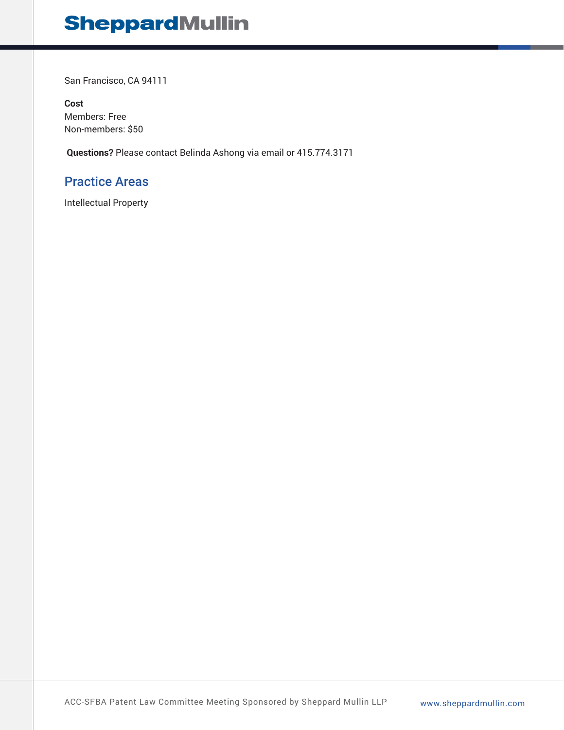San Francisco, CA 94111

**Cost**
Members: Free
Non-members: $50

**Questions?** Please contact Belinda Ashong via email or 415.774.3171

## Practice Areas

Intellectual Property